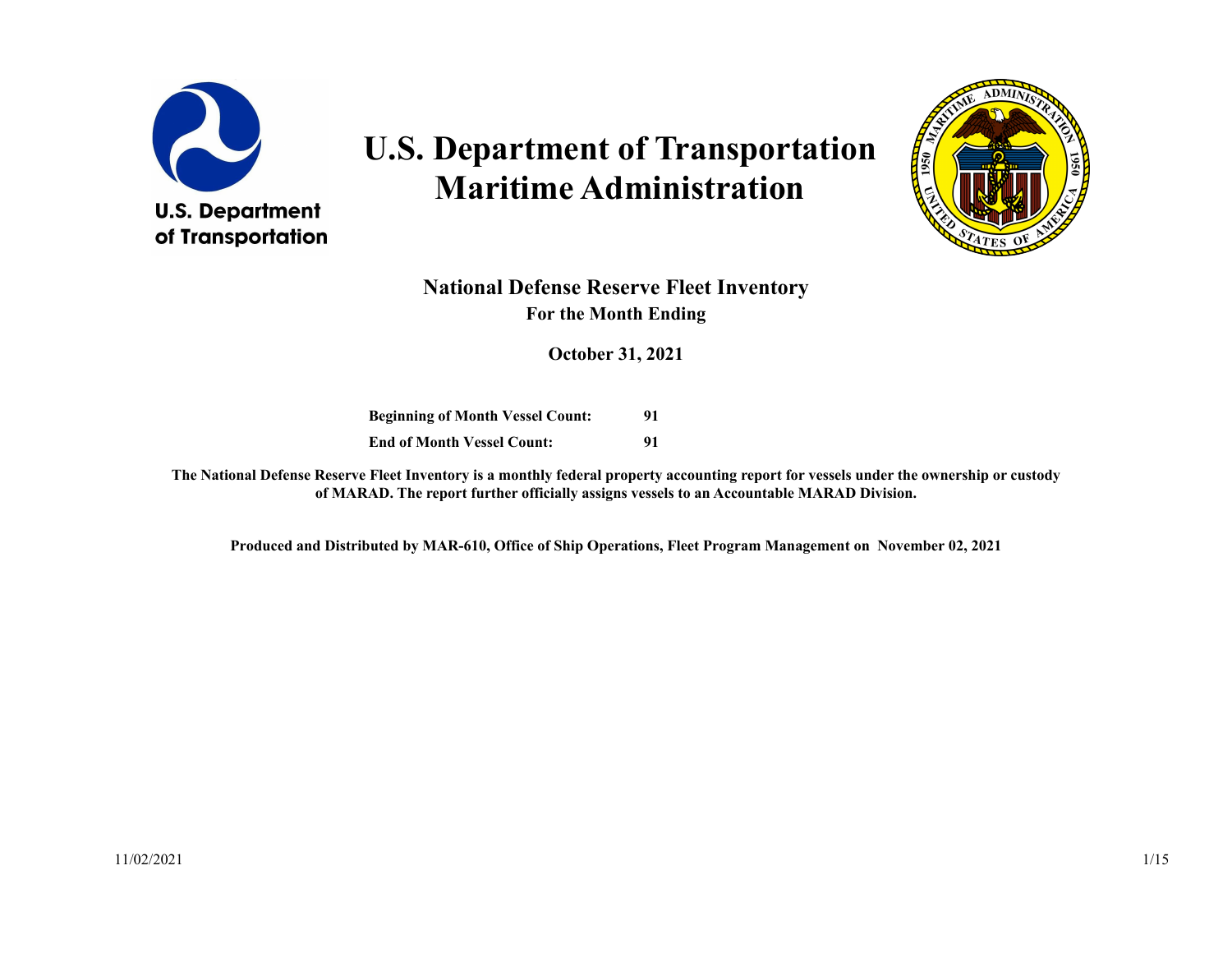# U.S. Department of Transportation
# Maritime Administration

## National Defense Reserve Fleet Inventory

### For the Month Ending

### October 31, 2021

| | |
|---|---|
| **Beginning of Month Vessel Count:** | **91** |
| **End of Month Vessel Count:** | **91** |

**The National Defense Reserve Fleet Inventory is a monthly federal property accounting report for vessels under the ownership or custody of MARAD. The report further officially assigns vessels to an Accountable MARAD Division.**

**Produced and Distributed by MAR-610, Office of Ship Operations, Fleet Program Management on November 02, 2021**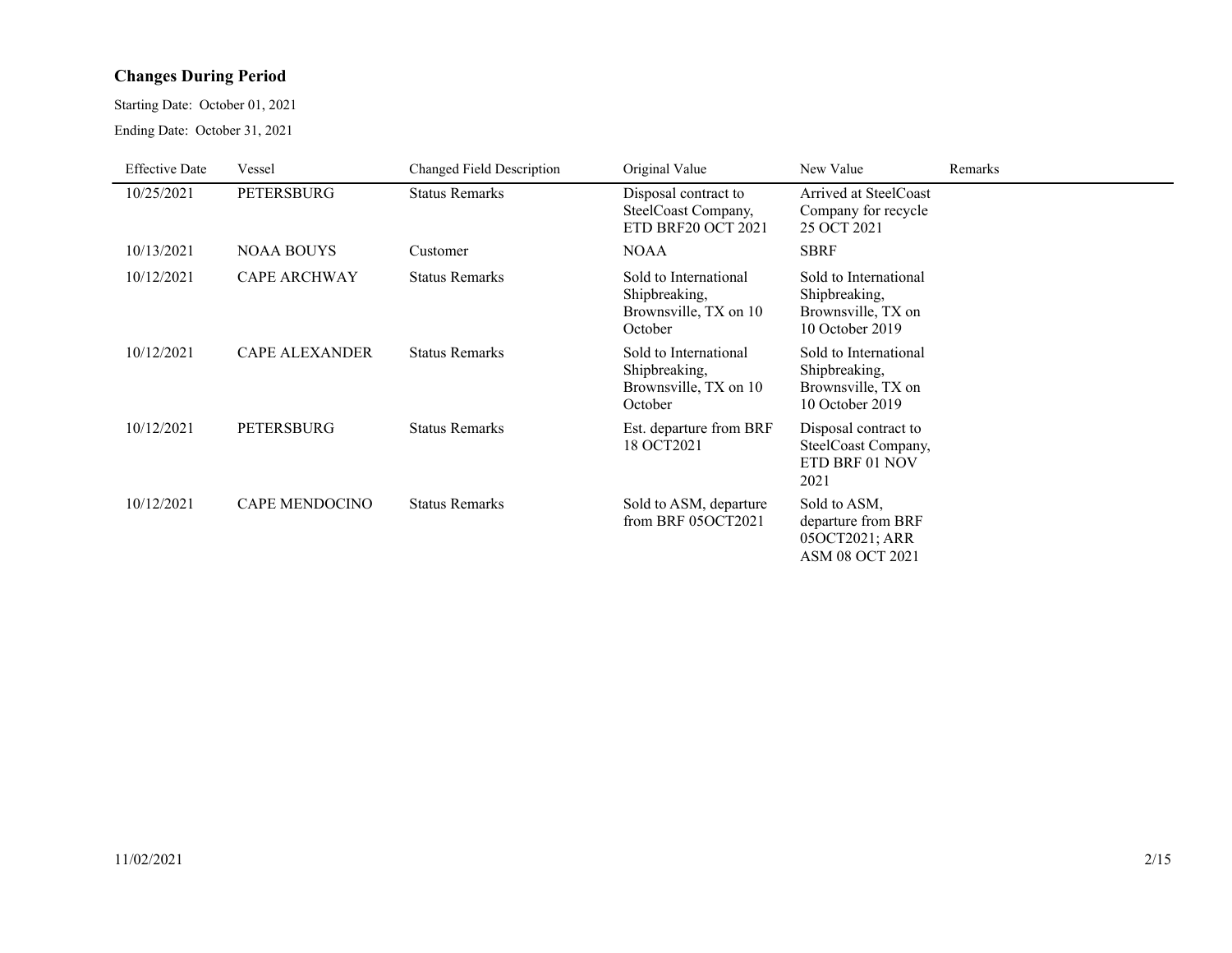## Changes During Period

Starting Date: October 01, 2021

Ending Date: October 31, 2021

| Effective Date | Vessel | Changed Field Description | Original Value | New Value | Remarks |
|---|---|---|---|---|---|
| 10/25/2021 | PETERSBURG | Status Remarks | Disposal contract to SteelCoast Company, ETD BRF20 OCT 2021 | Arrived at SteelCoast Company for recycle 25 OCT 2021 | |
| 10/13/2021 | NOAA BOUYS | Customer | NOAA | SBRF | |
| 10/12/2021 | CAPE ARCHWAY | Status Remarks | Sold to International Shipbreaking, Brownsville, TX on 10 October | Sold to International Shipbreaking, Brownsville, TX on 10 October 2019 | |
| 10/12/2021 | CAPE ALEXANDER | Status Remarks | Sold to International Shipbreaking, Brownsville, TX on 10 October | Sold to International Shipbreaking, Brownsville, TX on 10 October 2019 | |
| 10/12/2021 | PETERSBURG | Status Remarks | Est. departure from BRF 18 OCT2021 | Disposal contract to SteelCoast Company, ETD BRF 01 NOV 2021 | |
| 10/12/2021 | CAPE MENDOCINO | Status Remarks | Sold to ASM, departure from BRF 05OCT2021 | Sold to ASM, departure from BRF 05OCT2021; ARR ASM 08 OCT 2021 | |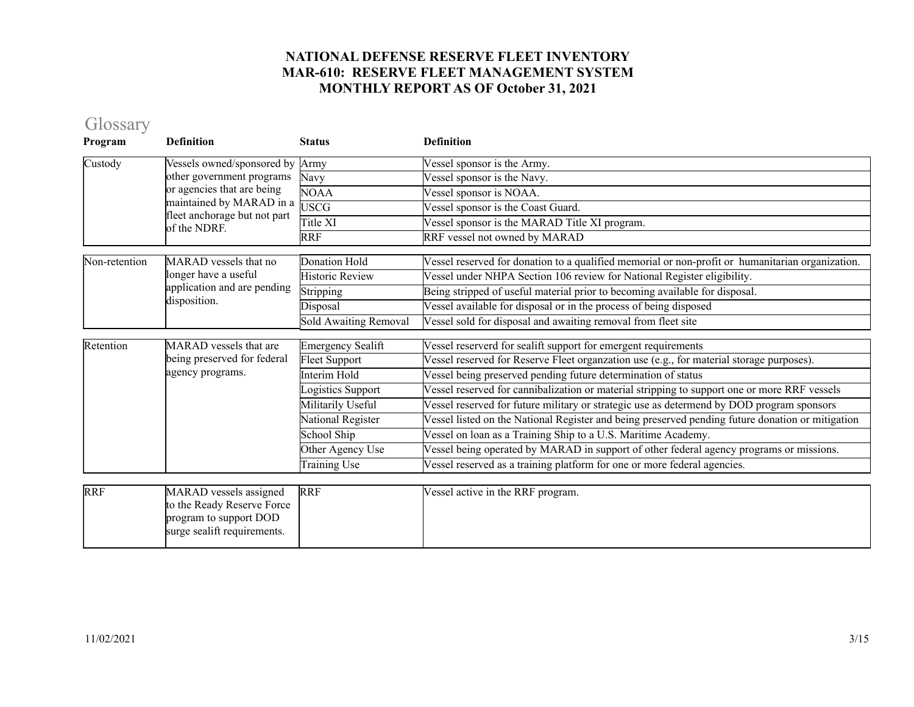# NATIONAL DEFENSE RESERVE FLEET INVENTORY
# MAR-610: RESERVE FLEET MANAGEMENT SYSTEM
# MONTHLY REPORT AS OF October 31, 2021

## Glossary

| Program | Definition | Status | Definition |
|---|---|---|---|
| Custody | Vessels owned/sponsored by other government programs or agencies that are being maintained by MARAD in a fleet anchorage but not part of the NDRF. | Army | Vessel sponsor is the Army. |
| | | Navy | Vessel sponsor is the Navy. |
| | | NOAA | Vessel sponsor is NOAA. |
| | | USCG | Vessel sponsor is the Coast Guard. |
| | | Title XI | Vessel sponsor is the MARAD Title XI program. |
| | | RRF | RRF vessel not owned by MARAD |
| Non-retention | MARAD vessels that no longer have a useful application and are pending disposition. | Donation Hold | Vessel reserved for donation to a qualified memorial or non-profit or humanitarian organization. |
| | | Historic Review | Vessel under NHPA Section 106 review for National Register eligibility. |
| | | Stripping | Being stripped of useful material prior to becoming available for disposal. |
| | | Disposal | Vessel available for disposal or in the process of being disposed |
| | | Sold Awaiting Removal | Vessel sold for disposal and awaiting removal from fleet site |
| Retention | MARAD vessels that are being preserved for federal agency programs. | Emergency Sealift | Vessel reserverd for sealift support for emergent requirements |
| | | Fleet Support | Vessel reserved for Reserve Fleet organzation use (e.g., for material storage purposes). |
| | | Interim Hold | Vessel being preserved pending future determination of status |
| | | Logistics Support | Vessel reserved for cannibalization or material stripping to support one or more RRF vessels |
| | | Militarily Useful | Vessel reserved for future military or strategic use as determend by DOD program sponsors |
| | | National Register | Vessel listed on the National Register and being preserved pending future donation or mitigation |
| | | School Ship | Vessel on loan as a Training Ship to a U.S. Maritime Academy. |
| | | Other Agency Use | Vessel being operated by MARAD in support of other federal agency programs or missions. |
| | | Training Use | Vessel reserved as a training platform for one or more federal agencies. |
| RRF | MARAD vessels assigned to the Ready Reserve Force program to support DOD surge sealift requirements. | RRF | Vessel active in the RRF program. |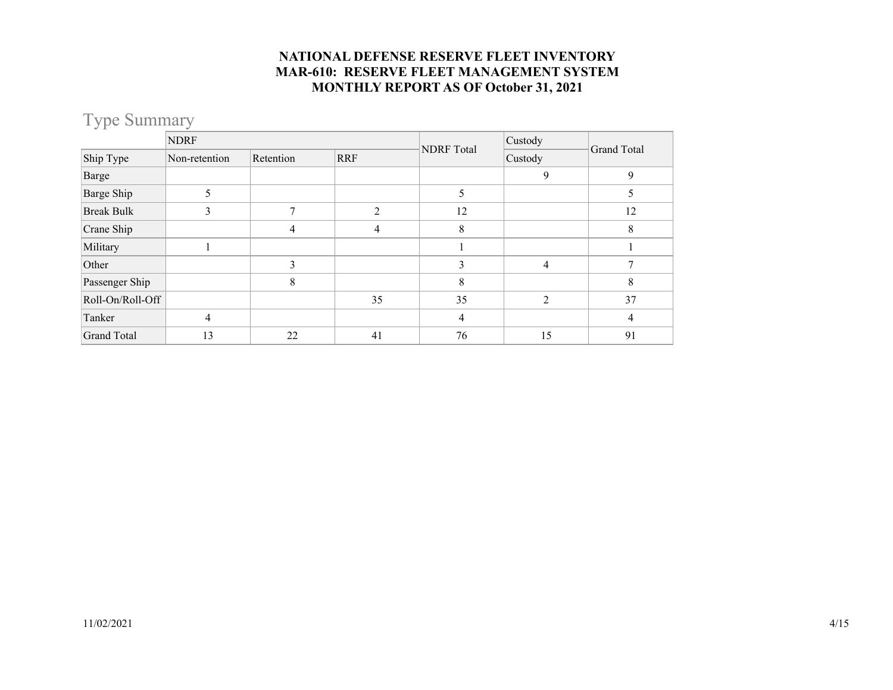**NATIONAL DEFENSE RESERVE FLEET INVENTORY**
**MAR-610: RESERVE FLEET MANAGEMENT SYSTEM**
**MONTHLY REPORT AS OF October 31, 2021**

## Type Summary

| | NDRF | | | NDRF Total | Custody | Grand Total |
|---|---|---|---|---|---|---|
| Ship Type | Non-retention | Retention | RRF | | Custody | |
| Barge | | | | | 9 | 9 |
| Barge Ship | 5 | | | 5 | | 5 |
| Break Bulk | 3 | 7 | 2 | 12 | | 12 |
| Crane Ship | | 4 | 4 | 8 | | 8 |
| Military | 1 | | | 1 | | 1 |
| Other | | 3 | | 3 | 4 | 7 |
| Passenger Ship | | 8 | | 8 | | 8 |
| Roll-On/Roll-Off | | | 35 | 35 | 2 | 37 |
| Tanker | 4 | | | 4 | | 4 |
| Grand Total | 13 | 22 | 41 | 76 | 15 | 91 |

11/02/2021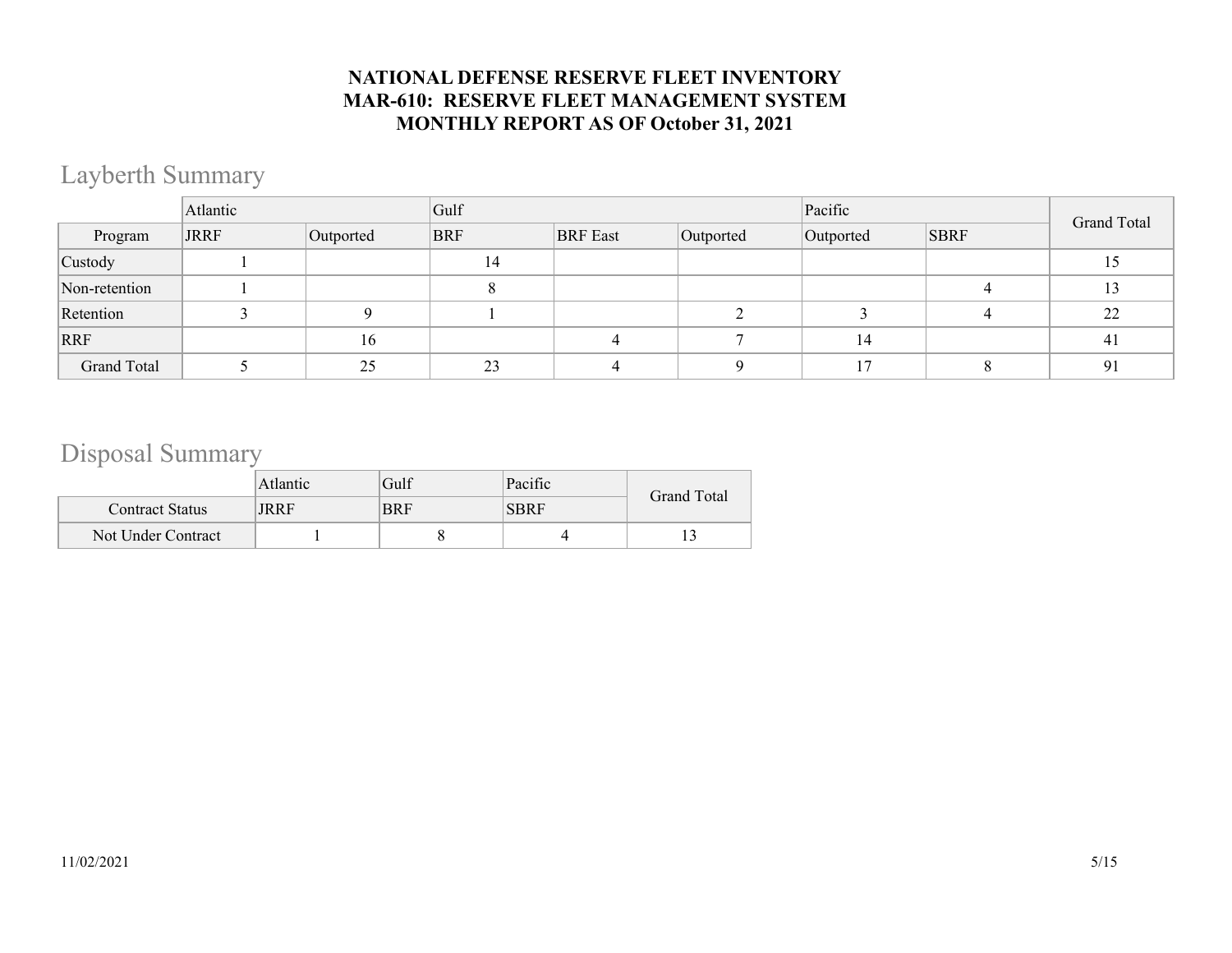**NATIONAL DEFENSE RESERVE FLEET INVENTORY**
**MAR-610: RESERVE FLEET MANAGEMENT SYSTEM**
**MONTHLY REPORT AS OF October 31, 2021**

## Layberth Summary

| | Atlantic | | Gulf | | | Pacific | | Grand Total |
|---|---|---|---|---|---|---|---|---|
| Program | JRRF | Outported | BRF | BRF East | Outported | Outported | SBRF | |
| Custody | 1 | | 14 | | | | | 15 |
| Non-retention | 1 | | 8 | | | | 4 | 13 |
| Retention | 3 | 9 | 1 | | 2 | 3 | 4 | 22 |
| RRF | | 16 | | 4 | 7 | 14 | | 41 |
| Grand Total | 5 | 25 | 23 | 4 | 9 | 17 | 8 | 91 |

## Disposal Summary

| | Atlantic | Gulf | Pacific | Grand Total |
|---|---|---|---|---|
| Contract Status | JRRF | BRF | SBRF | |
| Not Under Contract | 1 | 8 | 4 | 13 |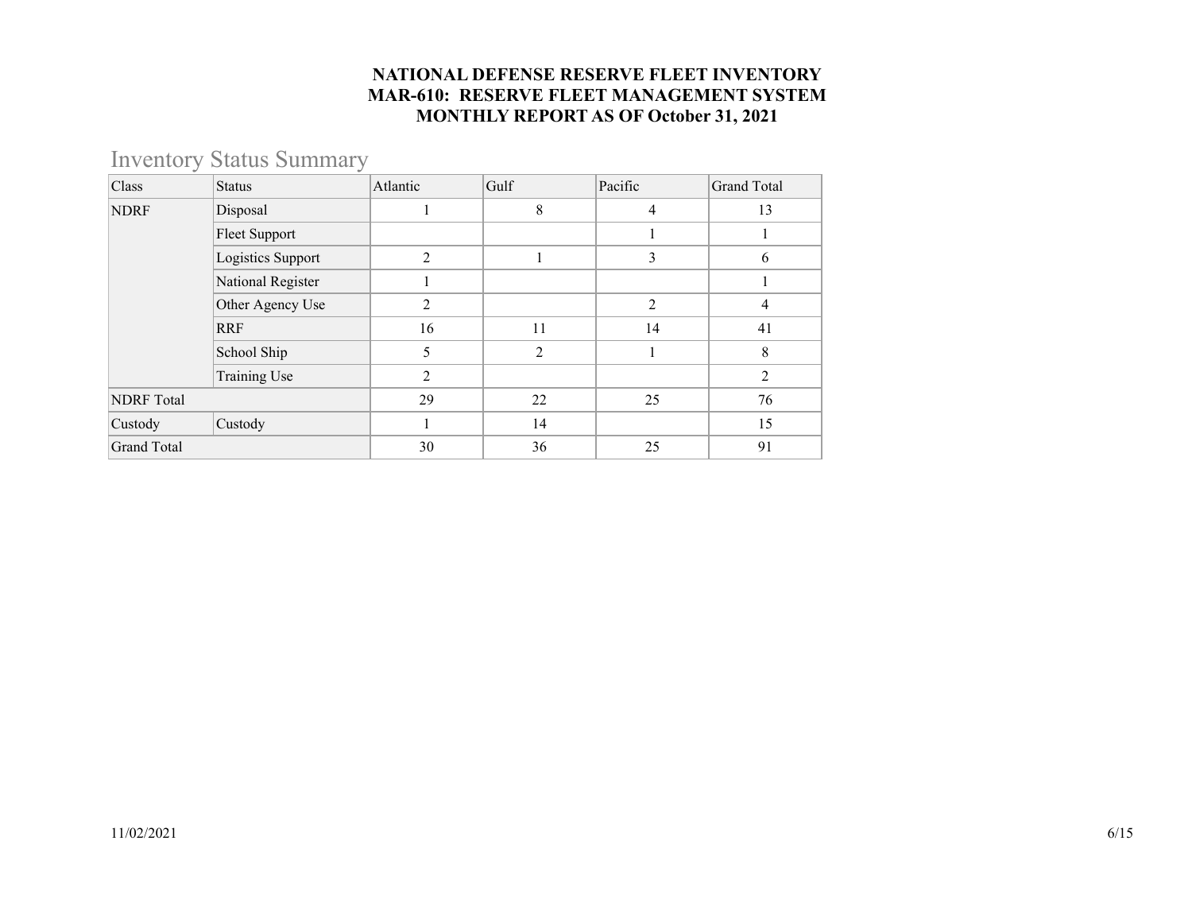# NATIONAL DEFENSE RESERVE FLEET INVENTORY
# MAR-610: RESERVE FLEET MANAGEMENT SYSTEM
# MONTHLY REPORT AS OF October 31, 2021

## Inventory Status Summary

| Class | Status | Atlantic | Gulf | Pacific | Grand Total |
|---|---|---|---|---|---|
| NDRF | Disposal | 1 | 8 | 4 | 13 |
| | Fleet Support | | | 1 | 1 |
| | Logistics Support | 2 | 1 | 3 | 6 |
| | National Register | 1 | | | 1 |
| | Other Agency Use | 2 | | 2 | 4 |
| | RRF | 16 | 11 | 14 | 41 |
| | School Ship | 5 | 2 | 1 | 8 |
| | Training Use | 2 | | | 2 |
| NDRF Total | | 29 | 22 | 25 | 76 |
| Custody | Custody | 1 | 14 | | 15 |
| Grand Total | | 30 | 36 | 25 | 91 |

11/02/2021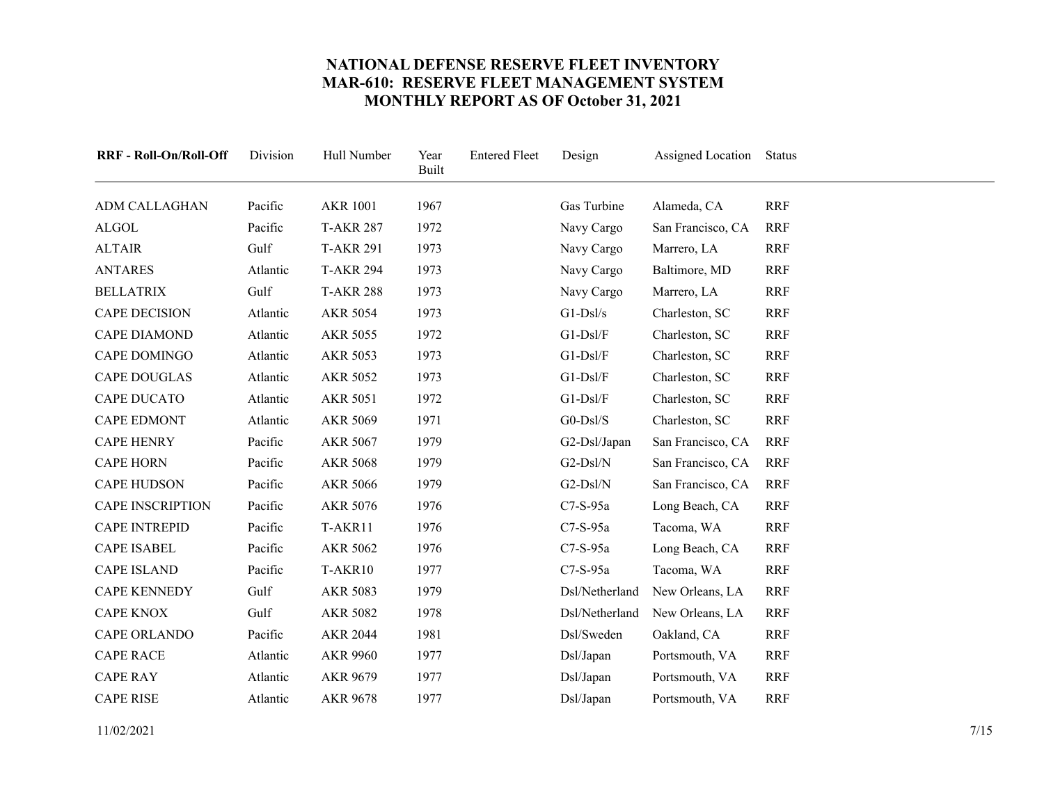# NATIONAL DEFENSE RESERVE FLEET INVENTORY
## MAR-610: RESERVE FLEET MANAGEMENT SYSTEM
## MONTHLY REPORT AS OF October 31, 2021

| RRF - Roll-On/Roll-Off | Division | Hull Number | Year Built | Entered Fleet | Design | Assigned Location | Status |
|---|---|---|---|---|---|---|---|
| ADM CALLAGHAN | Pacific | AKR 1001 | 1967 | | Gas Turbine | Alameda, CA | RRF |
| ALGOL | Pacific | T-AKR 287 | 1972 | | Navy Cargo | San Francisco, CA | RRF |
| ALTAIR | Gulf | T-AKR 291 | 1973 | | Navy Cargo | Marrero, LA | RRF |
| ANTARES | Atlantic | T-AKR 294 | 1973 | | Navy Cargo | Baltimore, MD | RRF |
| BELLATRIX | Gulf | T-AKR 288 | 1973 | | Navy Cargo | Marrero, LA | RRF |
| CAPE DECISION | Atlantic | AKR 5054 | 1973 | | G1-Dsl/s | Charleston, SC | RRF |
| CAPE DIAMOND | Atlantic | AKR 5055 | 1972 | | G1-Dsl/F | Charleston, SC | RRF |
| CAPE DOMINGO | Atlantic | AKR 5053 | 1973 | | G1-Dsl/F | Charleston, SC | RRF |
| CAPE DOUGLAS | Atlantic | AKR 5052 | 1973 | | G1-Dsl/F | Charleston, SC | RRF |
| CAPE DUCATO | Atlantic | AKR 5051 | 1972 | | G1-Dsl/F | Charleston, SC | RRF |
| CAPE EDMONT | Atlantic | AKR 5069 | 1971 | | G0-Dsl/S | Charleston, SC | RRF |
| CAPE HENRY | Pacific | AKR 5067 | 1979 | | G2-Dsl/Japan | San Francisco, CA | RRF |
| CAPE HORN | Pacific | AKR 5068 | 1979 | | G2-Dsl/N | San Francisco, CA | RRF |
| CAPE HUDSON | Pacific | AKR 5066 | 1979 | | G2-Dsl/N | San Francisco, CA | RRF |
| CAPE INSCRIPTION | Pacific | AKR 5076 | 1976 | | C7-S-95a | Long Beach, CA | RRF |
| CAPE INTREPID | Pacific | T-AKR11 | 1976 | | C7-S-95a | Tacoma, WA | RRF |
| CAPE ISABEL | Pacific | AKR 5062 | 1976 | | C7-S-95a | Long Beach, CA | RRF |
| CAPE ISLAND | Pacific | T-AKR10 | 1977 | | C7-S-95a | Tacoma, WA | RRF |
| CAPE KENNEDY | Gulf | AKR 5083 | 1979 | | Dsl/Netherland | New Orleans, LA | RRF |
| CAPE KNOX | Gulf | AKR 5082 | 1978 | | Dsl/Netherland | New Orleans, LA | RRF |
| CAPE ORLANDO | Pacific | AKR 2044 | 1981 | | Dsl/Sweden | Oakland, CA | RRF |
| CAPE RACE | Atlantic | AKR 9960 | 1977 | | Dsl/Japan | Portsmouth, VA | RRF |
| CAPE RAY | Atlantic | AKR 9679 | 1977 | | Dsl/Japan | Portsmouth, VA | RRF |
| CAPE RISE | Atlantic | AKR 9678 | 1977 | | Dsl/Japan | Portsmouth, VA | RRF |

11/02/2021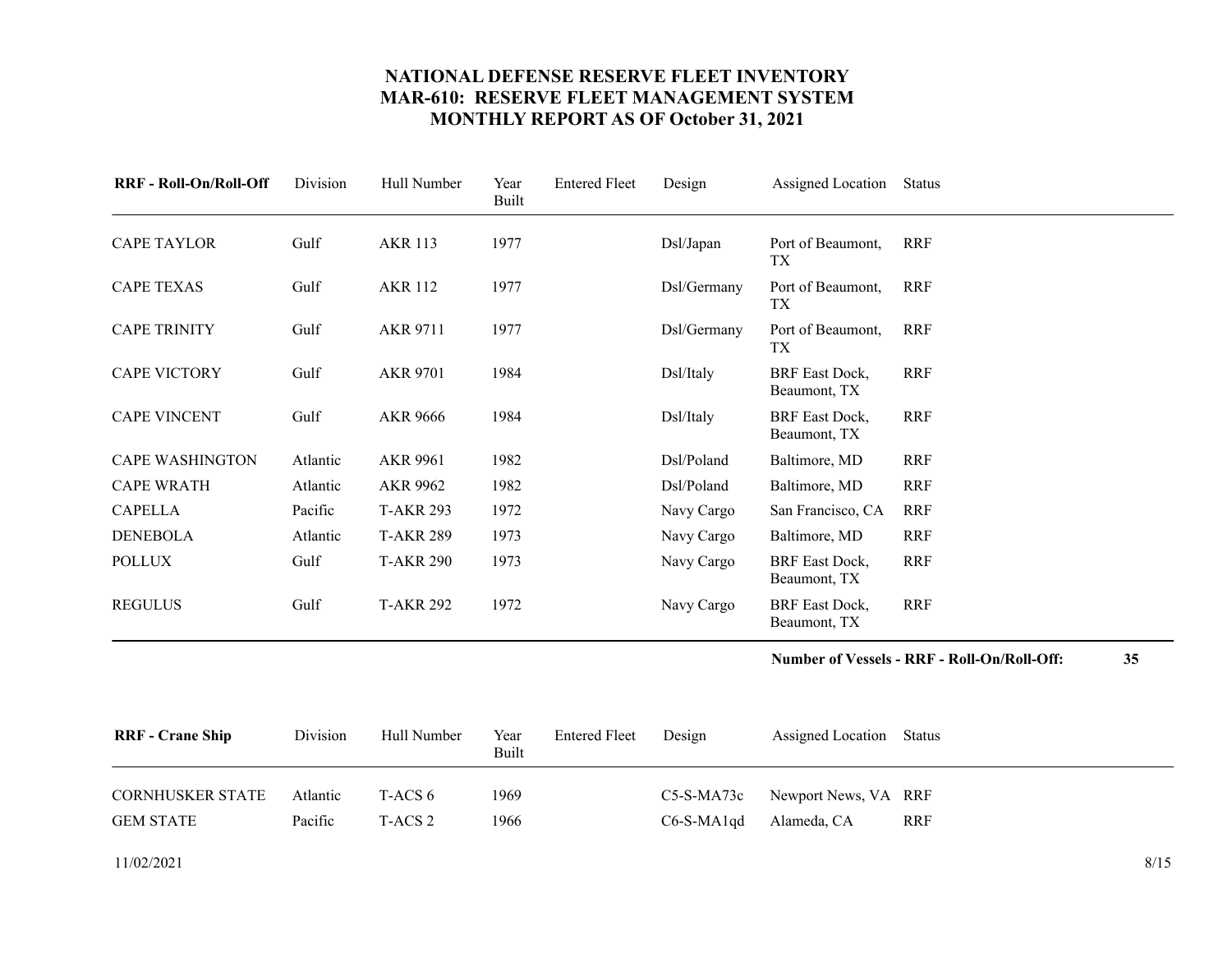# NATIONAL DEFENSE RESERVE FLEET INVENTORY
# MAR-610: RESERVE FLEET MANAGEMENT SYSTEM
# MONTHLY REPORT AS OF October 31, 2021

| RRF - Roll-On/Roll-Off | Division | Hull Number | Year Built | Entered Fleet | Design | Assigned Location | Status |
|---|---|---|---|---|---|---|---|
| CAPE TAYLOR | Gulf | AKR 113 | 1977 | | Dsl/Japan | Port of Beaumont, TX | RRF |
| CAPE TEXAS | Gulf | AKR 112 | 1977 | | Dsl/Germany | Port of Beaumont, TX | RRF |
| CAPE TRINITY | Gulf | AKR 9711 | 1977 | | Dsl/Germany | Port of Beaumont, TX | RRF |
| CAPE VICTORY | Gulf | AKR 9701 | 1984 | | Dsl/Italy | BRF East Dock, Beaumont, TX | RRF |
| CAPE VINCENT | Gulf | AKR 9666 | 1984 | | Dsl/Italy | BRF East Dock, Beaumont, TX | RRF |
| CAPE WASHINGTON | Atlantic | AKR 9961 | 1982 | | Dsl/Poland | Baltimore, MD | RRF |
| CAPE WRATH | Atlantic | AKR 9962 | 1982 | | Dsl/Poland | Baltimore, MD | RRF |
| CAPELLA | Pacific | T-AKR 293 | 1972 | | Navy Cargo | San Francisco, CA | RRF |
| DENEBOLA | Atlantic | T-AKR 289 | 1973 | | Navy Cargo | Baltimore, MD | RRF |
| POLLUX | Gulf | T-AKR 290 | 1973 | | Navy Cargo | BRF East Dock, Beaumont, TX | RRF |
| REGULUS | Gulf | T-AKR 292 | 1972 | | Navy Cargo | BRF East Dock, Beaumont, TX | RRF |

**Number of Vessels - RRF - Roll-On/Roll-Off: 35**

| RRF - Crane Ship | Division | Hull Number | Year Built | Entered Fleet | Design | Assigned Location | Status |
|---|---|---|---|---|---|---|---|
| CORNHUSKER STATE | Atlantic | T-ACS 6 | 1969 | | C5-S-MA73c | Newport News, VA | RRF |
| GEM STATE | Pacific | T-ACS 2 | 1966 | | C6-S-MA1qd | Alameda, CA | RRF |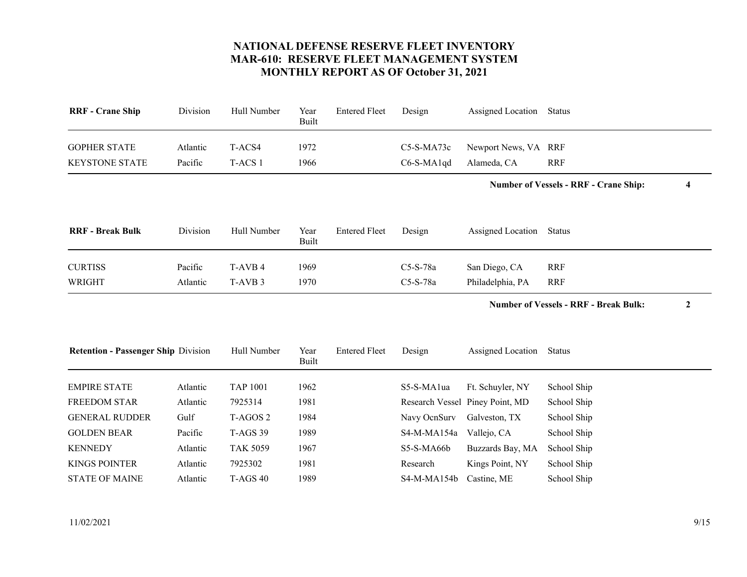# NATIONAL DEFENSE RESERVE FLEET INVENTORY
## MAR-610: RESERVE FLEET MANAGEMENT SYSTEM
## MONTHLY REPORT AS OF October 31, 2021

| RRF - Crane Ship | Division | Hull Number | Year Built | Entered Fleet | Design | Assigned Location | Status |
|---|---|---|---|---|---|---|---|
| GOPHER STATE | Atlantic | T-ACS4 | 1972 | | C5-S-MA73c | Newport News, VA | RRF |
| KEYSTONE STATE | Pacific | T-ACS 1 | 1966 | | C6-S-MA1qd | Alameda, CA | RRF |

**Number of Vessels - RRF - Crane Ship: 4**

| RRF - Break Bulk | Division | Hull Number | Year Built | Entered Fleet | Design | Assigned Location | Status |
|---|---|---|---|---|---|---|---|
| CURTISS | Pacific | T-AVB 4 | 1969 | | C5-S-78a | San Diego, CA | RRF |
| WRIGHT | Atlantic | T-AVB 3 | 1970 | | C5-S-78a | Philadelphia, PA | RRF |

**Number of Vessels - RRF - Break Bulk: 2**

| Retention - Passenger Ship | Division | Hull Number | Year Built | Entered Fleet | Design | Assigned Location | Status |
|---|---|---|---|---|---|---|---|
| EMPIRE STATE | Atlantic | TAP 1001 | 1962 | | S5-S-MA1ua | Ft. Schuyler, NY | School Ship |
| FREEDOM STAR | Atlantic | 7925314 | 1981 | | Research Vessel | Piney Point, MD | School Ship |
| GENERAL RUDDER | Gulf | T-AGOS 2 | 1984 | | Navy OcnSurv | Galveston, TX | School Ship |
| GOLDEN BEAR | Pacific | T-AGS 39 | 1989 | | S4-M-MA154a | Vallejo, CA | School Ship |
| KENNEDY | Atlantic | TAK 5059 | 1967 | | S5-S-MA66b | Buzzards Bay, MA | School Ship |
| KINGS POINTER | Atlantic | 7925302 | 1981 | | Research | Kings Point, NY | School Ship |
| STATE OF MAINE | Atlantic | T-AGS 40 | 1989 | | S4-M-MA154b | Castine, ME | School Ship |

11/02/2021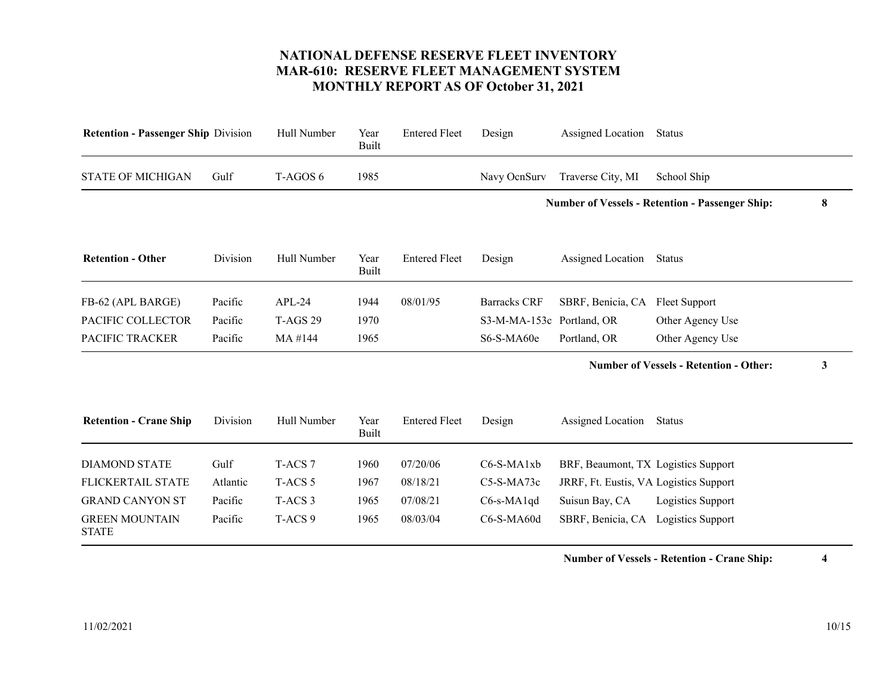# NATIONAL DEFENSE RESERVE FLEET INVENTORY
# MAR-610: RESERVE FLEET MANAGEMENT SYSTEM
# MONTHLY REPORT AS OF October 31, 2021

| Retention - Passenger Ship | Division | Hull Number | Year Built | Entered Fleet | Design | Assigned Location | Status |
|---|---|---|---|---|---|---|---|
| STATE OF MICHIGAN | Gulf | T-AGOS 6 | 1985 | | Navy OcnSurv | Traverse City, MI | School Ship |

**Number of Vessels - Retention - Passenger Ship: 8**

| Retention - Other | Division | Hull Number | Year Built | Entered Fleet | Design | Assigned Location | Status |
|---|---|---|---|---|---|---|---|
| FB-62 (APL BARGE) | Pacific | APL-24 | 1944 | 08/01/95 | Barracks CRF | SBRF, Benicia, CA | Fleet Support |
| PACIFIC COLLECTOR | Pacific | T-AGS 29 | 1970 | | S3-M-MA-153c | Portland, OR | Other Agency Use |
| PACIFIC TRACKER | Pacific | MA #144 | 1965 | | S6-S-MA60e | Portland, OR | Other Agency Use |

**Number of Vessels - Retention - Other: 3**

| Retention - Crane Ship | Division | Hull Number | Year Built | Entered Fleet | Design | Assigned Location | Status |
|---|---|---|---|---|---|---|---|
| DIAMOND STATE | Gulf | T-ACS 7 | 1960 | 07/20/06 | C6-S-MA1xb | BRF, Beaumont, TX | Logistics Support |
| FLICKERTAIL STATE | Atlantic | T-ACS 5 | 1967 | 08/18/21 | C5-S-MA73c | JRRF, Ft. Eustis, VA | Logistics Support |
| GRAND CANYON ST | Pacific | T-ACS 3 | 1965 | 07/08/21 | C6-s-MA1qd | Suisun Bay, CA | Logistics Support |
| GREEN MOUNTAIN STATE | Pacific | T-ACS 9 | 1965 | 08/03/04 | C6-S-MA60d | SBRF, Benicia, CA | Logistics Support |

**Number of Vessels - Retention - Crane Ship: 4**

11/02/2021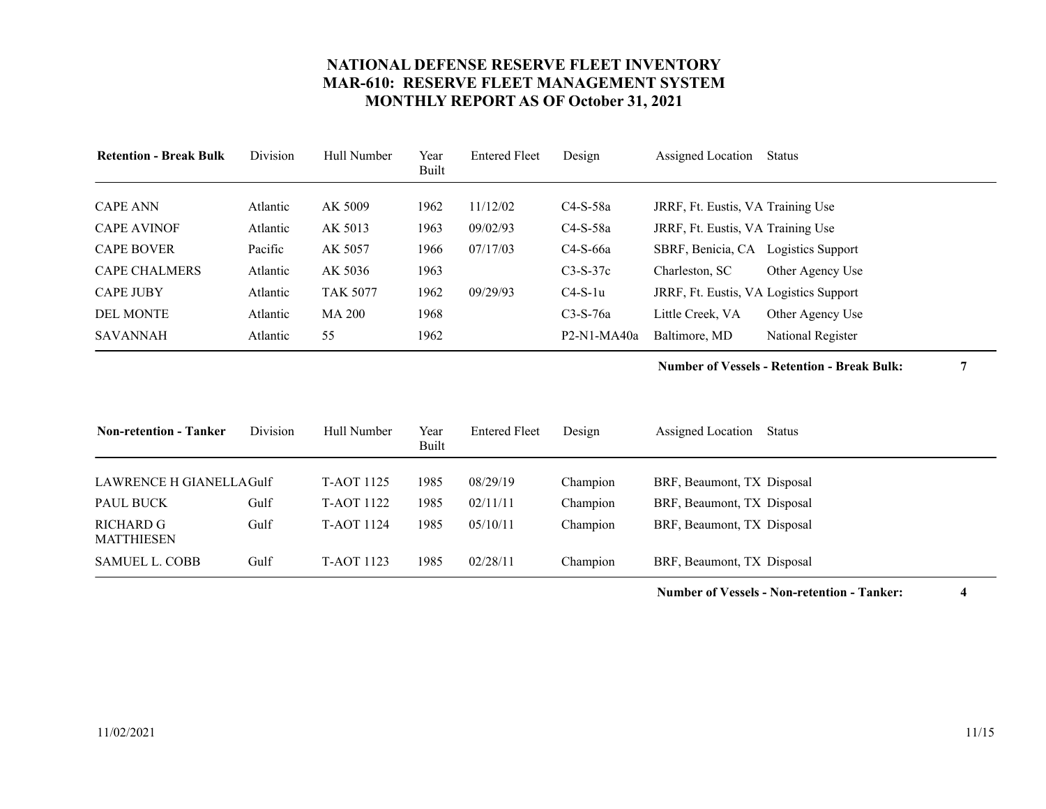# NATIONAL DEFENSE RESERVE FLEET INVENTORY
## MAR-610: RESERVE FLEET MANAGEMENT SYSTEM
## MONTHLY REPORT AS OF October 31, 2021

| Retention - Break Bulk | Division | Hull Number | Year Built | Entered Fleet | Design | Assigned Location | Status |
|---|---|---|---|---|---|---|---|
| CAPE ANN | Atlantic | AK 5009 | 1962 | 11/12/02 | C4-S-58a | JRRF, Ft. Eustis, VA | Training Use |
| CAPE AVINOF | Atlantic | AK 5013 | 1963 | 09/02/93 | C4-S-58a | JRRF, Ft. Eustis, VA | Training Use |
| CAPE BOVER | Pacific | AK 5057 | 1966 | 07/17/03 | C4-S-66a | SBRF, Benicia, CA | Logistics Support |
| CAPE CHALMERS | Atlantic | AK 5036 | 1963 | | C3-S-37c | Charleston, SC | Other Agency Use |
| CAPE JUBY | Atlantic | TAK 5077 | 1962 | 09/29/93 | C4-S-1u | JRRF, Ft. Eustis, VA | Logistics Support |
| DEL MONTE | Atlantic | MA 200 | 1968 | | C3-S-76a | Little Creek, VA | Other Agency Use |
| SAVANNAH | Atlantic | 55 | 1962 | | P2-N1-MA40a | Baltimore, MD | National Register |

**Number of Vessels - Retention - Break Bulk: 7**

| Non-retention - Tanker | Division | Hull Number | Year Built | Entered Fleet | Design | Assigned Location | Status |
|---|---|---|---|---|---|---|---|
| LAWRENCE H GIANELLA | Gulf | T-AOT 1125 | 1985 | 08/29/19 | Champion | BRF, Beaumont, TX | Disposal |
| PAUL BUCK | Gulf | T-AOT 1122 | 1985 | 02/11/11 | Champion | BRF, Beaumont, TX | Disposal |
| RICHARD G MATTHIESEN | Gulf | T-AOT 1124 | 1985 | 05/10/11 | Champion | BRF, Beaumont, TX | Disposal |
| SAMUEL L. COBB | Gulf | T-AOT 1123 | 1985 | 02/28/11 | Champion | BRF, Beaumont, TX | Disposal |

**Number of Vessels - Non-retention - Tanker: 4**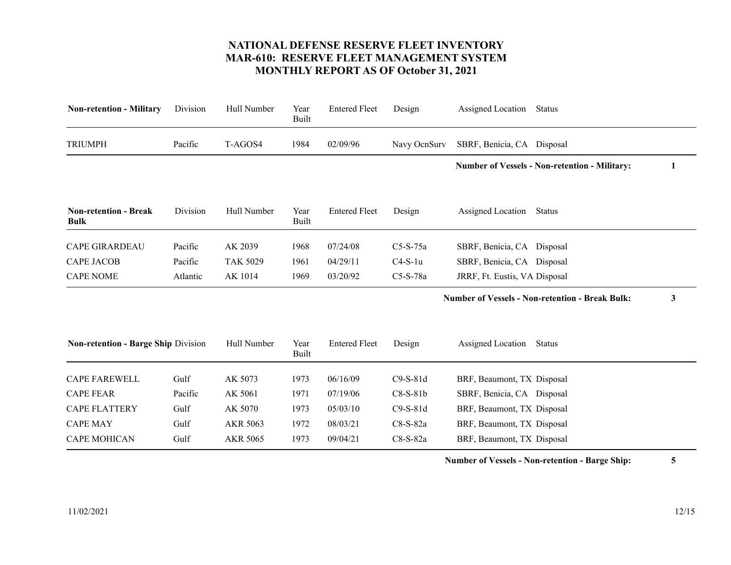# NATIONAL DEFENSE RESERVE FLEET INVENTORY
## MAR-610: RESERVE FLEET MANAGEMENT SYSTEM
## MONTHLY REPORT AS OF October 31, 2021

| Non-retention - Military | Division | Hull Number | Year Built | Entered Fleet | Design | Assigned Location | Status |
|---|---|---|---|---|---|---|---|
| TRIUMPH | Pacific | T-AGOS4 | 1984 | 02/09/96 | Navy OcnSurv | SBRF, Benicia, CA | Disposal |

**Number of Vessels - Non-retention - Military: 1**

| Non-retention - Break Bulk | Division | Hull Number | Year Built | Entered Fleet | Design | Assigned Location | Status |
|---|---|---|---|---|---|---|---|
| CAPE GIRARDEAU | Pacific | AK 2039 | 1968 | 07/24/08 | C5-S-75a | SBRF, Benicia, CA | Disposal |
| CAPE JACOB | Pacific | TAK 5029 | 1961 | 04/29/11 | C4-S-1u | SBRF, Benicia, CA | Disposal |
| CAPE NOME | Atlantic | AK 1014 | 1969 | 03/20/92 | C5-S-78a | JRRF, Ft. Eustis, VA | Disposal |

**Number of Vessels - Non-retention - Break Bulk: 3**

| Non-retention - Barge Ship | Division | Hull Number | Year Built | Entered Fleet | Design | Assigned Location | Status |
|---|---|---|---|---|---|---|---|
| CAPE FAREWELL | Gulf | AK 5073 | 1973 | 06/16/09 | C9-S-81d | BRF, Beaumont, TX | Disposal |
| CAPE FEAR | Pacific | AK 5061 | 1971 | 07/19/06 | C8-S-81b | SBRF, Benicia, CA | Disposal |
| CAPE FLATTERY | Gulf | AK 5070 | 1973 | 05/03/10 | C9-S-81d | BRF, Beaumont, TX | Disposal |
| CAPE MAY | Gulf | AKR 5063 | 1972 | 08/03/21 | C8-S-82a | BRF, Beaumont, TX | Disposal |
| CAPE MOHICAN | Gulf | AKR 5065 | 1973 | 09/04/21 | C8-S-82a | BRF, Beaumont, TX | Disposal |

**Number of Vessels - Non-retention - Barge Ship: 5**

11/02/2021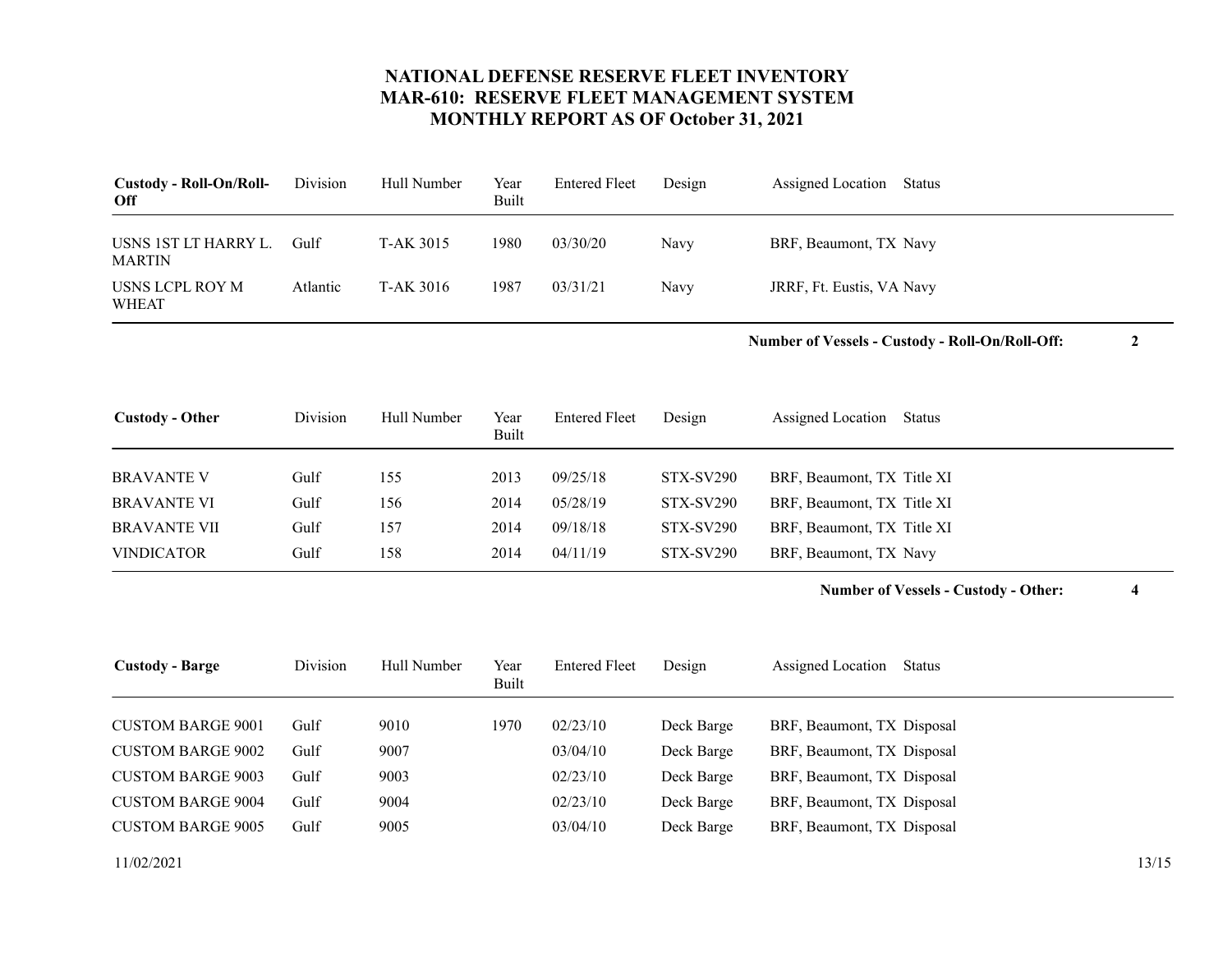# NATIONAL DEFENSE RESERVE FLEET INVENTORY
## MAR-610: RESERVE FLEET MANAGEMENT SYSTEM
## MONTHLY REPORT AS OF October 31, 2021

| **Custody - Roll-On/Roll-Off** | Division | Hull Number | Year Built | Entered Fleet | Design | Assigned Location | Status |
|---|---|---|---|---|---|---|---|
| USNS 1ST LT HARRY L. MARTIN | Gulf | T-AK 3015 | 1980 | 03/30/20 | Navy | BRF, Beaumont, TX | Navy |
| USNS LCPL ROY M WHEAT | Atlantic | T-AK 3016 | 1987 | 03/31/21 | Navy | JRRF, Ft. Eustis, VA | Navy |

**Number of Vessels - Custody - Roll-On/Roll-Off: 2**

| **Custody - Other** | Division | Hull Number | Year Built | Entered Fleet | Design | Assigned Location | Status |
|---|---|---|---|---|---|---|---|
| BRAVANTE V | Gulf | 155 | 2013 | 09/25/18 | STX-SV290 | BRF, Beaumont, TX | Title XI |
| BRAVANTE VI | Gulf | 156 | 2014 | 05/28/19 | STX-SV290 | BRF, Beaumont, TX | Title XI |
| BRAVANTE VII | Gulf | 157 | 2014 | 09/18/18 | STX-SV290 | BRF, Beaumont, TX | Title XI |
| VINDICATOR | Gulf | 158 | 2014 | 04/11/19 | STX-SV290 | BRF, Beaumont, TX | Navy |

**Number of Vessels - Custody - Other: 4**

| **Custody - Barge** | Division | Hull Number | Year Built | Entered Fleet | Design | Assigned Location | Status |
|---|---|---|---|---|---|---|---|
| CUSTOM BARGE 9001 | Gulf | 9010 | 1970 | 02/23/10 | Deck Barge | BRF, Beaumont, TX | Disposal |
| CUSTOM BARGE 9002 | Gulf | 9007 | | 03/04/10 | Deck Barge | BRF, Beaumont, TX | Disposal |
| CUSTOM BARGE 9003 | Gulf | 9003 | | 02/23/10 | Deck Barge | BRF, Beaumont, TX | Disposal |
| CUSTOM BARGE 9004 | Gulf | 9004 | | 02/23/10 | Deck Barge | BRF, Beaumont, TX | Disposal |
| CUSTOM BARGE 9005 | Gulf | 9005 | | 03/04/10 | Deck Barge | BRF, Beaumont, TX | Disposal |

11/02/2021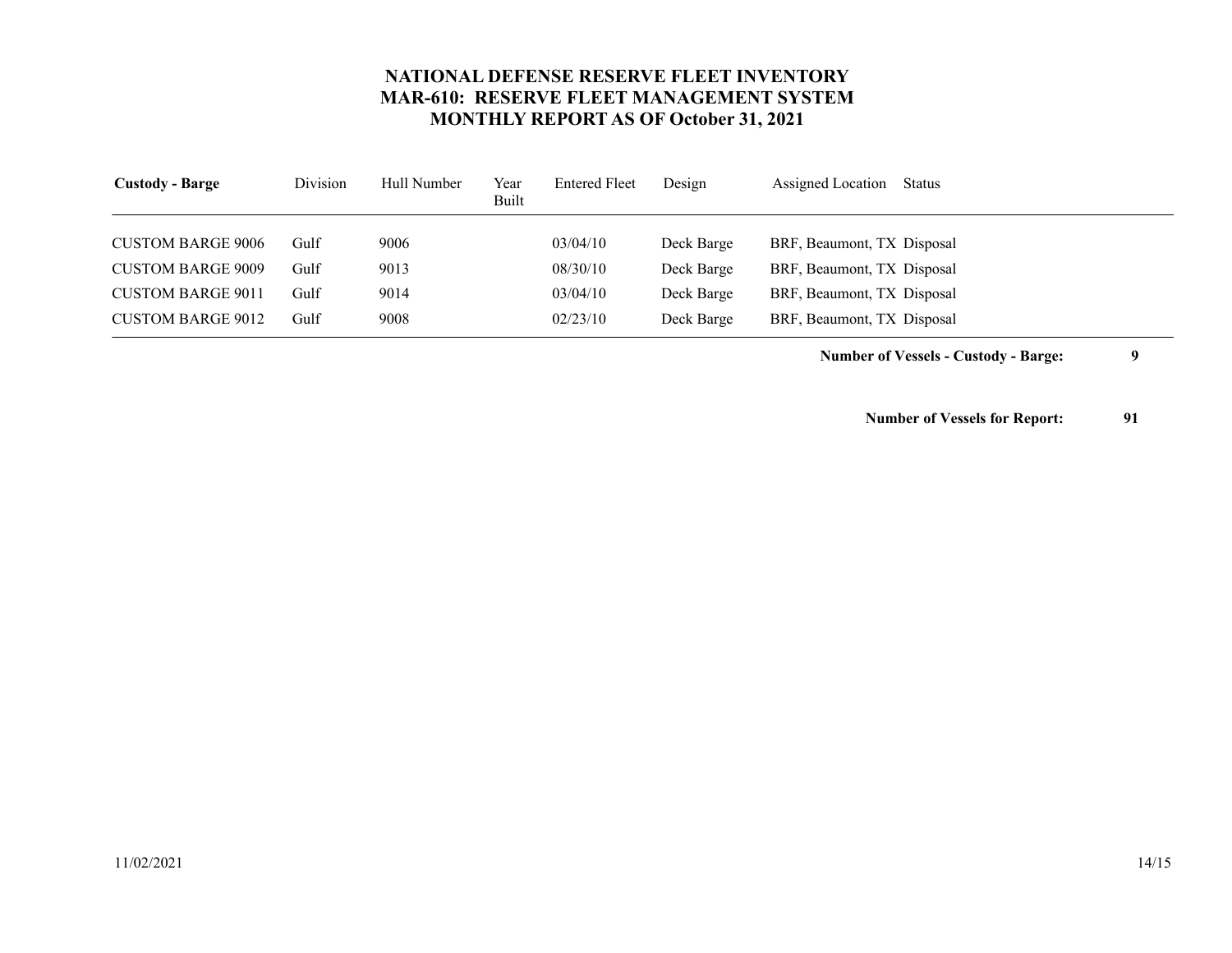# NATIONAL DEFENSE RESERVE FLEET INVENTORY
## MAR-610: RESERVE FLEET MANAGEMENT SYSTEM
## MONTHLY REPORT AS OF October 31, 2021

| **Custody - Barge** | Division | Hull Number | Year Built | Entered Fleet | Design | Assigned Location | Status |
|---|---|---|---|---|---|---|---|
| CUSTOM BARGE 9006 | Gulf | 9006 | | 03/04/10 | Deck Barge | BRF, Beaumont, TX | Disposal |
| CUSTOM BARGE 9009 | Gulf | 9013 | | 08/30/10 | Deck Barge | BRF, Beaumont, TX | Disposal |
| CUSTOM BARGE 9011 | Gulf | 9014 | | 03/04/10 | Deck Barge | BRF, Beaumont, TX | Disposal |
| CUSTOM BARGE 9012 | Gulf | 9008 | | 02/23/10 | Deck Barge | BRF, Beaumont, TX | Disposal |

**Number of Vessels - Custody - Barge: 9**

**Number of Vessels for Report: 91**

11/02/2021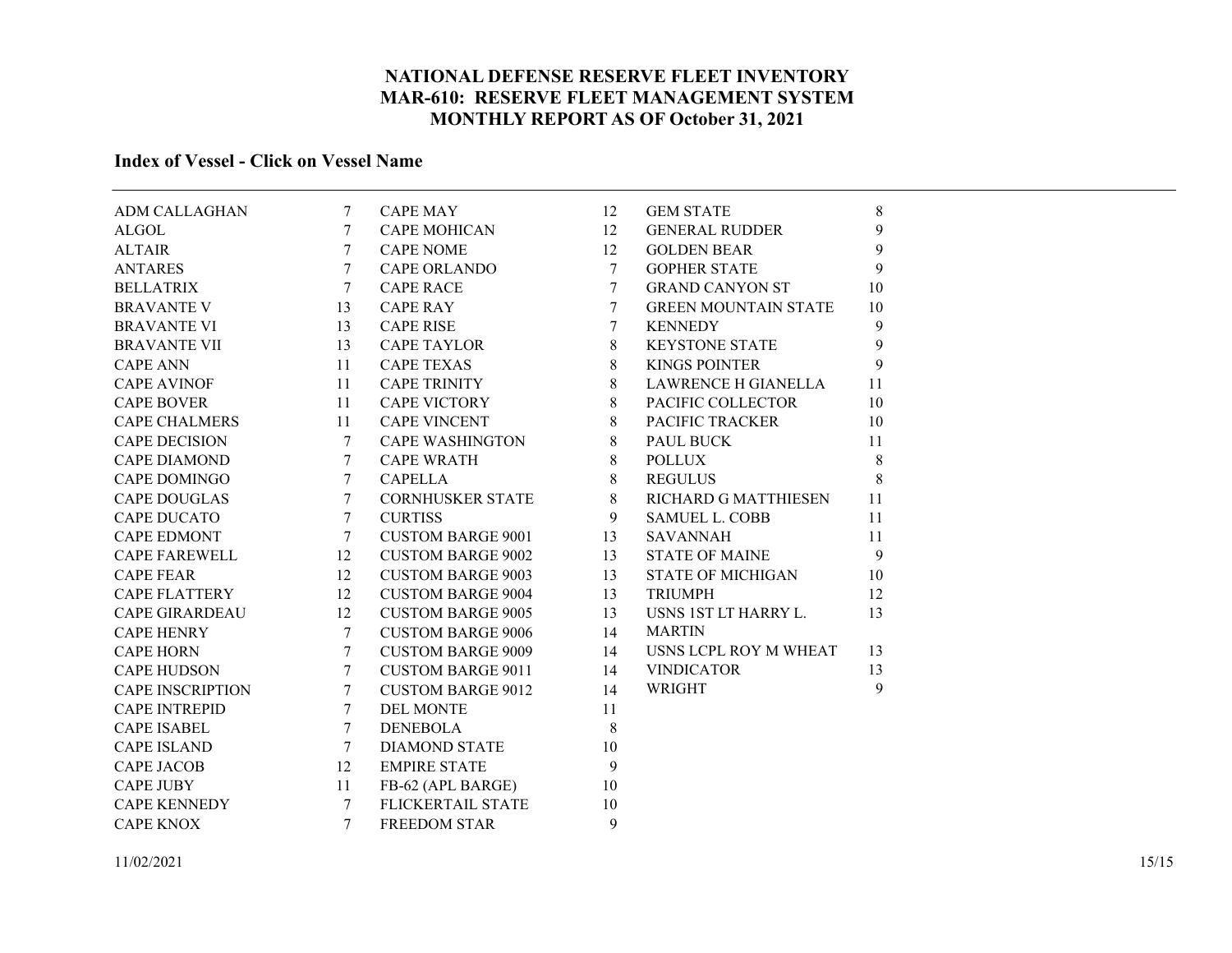**NATIONAL DEFENSE RESERVE FLEET INVENTORY**
**MAR-610: RESERVE FLEET MANAGEMENT SYSTEM**
**MONTHLY REPORT AS OF October 31, 2021**

## Index of Vessel - Click on Vessel Name

| | | | | | |
|---|---|---|---|---|---|
| ADM CALLAGHAN | 7 | CAPE MAY | 12 | GEM STATE | 8 |
| ALGOL | 7 | CAPE MOHICAN | 12 | GENERAL RUDDER | 9 |
| ALTAIR | 7 | CAPE NOME | 12 | GOLDEN BEAR | 9 |
| ANTARES | 7 | CAPE ORLANDO | 7 | GOPHER STATE | 9 |
| BELLATRIX | 7 | CAPE RACE | 7 | GRAND CANYON ST | 10 |
| BRAVANTE V | 13 | CAPE RAY | 7 | GREEN MOUNTAIN STATE | 10 |
| BRAVANTE VI | 13 | CAPE RISE | 7 | KENNEDY | 9 |
| BRAVANTE VII | 13 | CAPE TAYLOR | 8 | KEYSTONE STATE | 9 |
| CAPE ANN | 11 | CAPE TEXAS | 8 | KINGS POINTER | 9 |
| CAPE AVINOF | 11 | CAPE TRINITY | 8 | LAWRENCE H GIANELLA | 11 |
| CAPE BOVER | 11 | CAPE VICTORY | 8 | PACIFIC COLLECTOR | 10 |
| CAPE CHALMERS | 11 | CAPE VINCENT | 8 | PACIFIC TRACKER | 10 |
| CAPE DECISION | 7 | CAPE WASHINGTON | 8 | PAUL BUCK | 11 |
| CAPE DIAMOND | 7 | CAPE WRATH | 8 | POLLUX | 8 |
| CAPE DOMINGO | 7 | CAPELLA | 8 | REGULUS | 8 |
| CAPE DOUGLAS | 7 | CORNHUSKER STATE | 8 | RICHARD G MATTHIESEN | 11 |
| CAPE DUCATO | 7 | CURTISS | 9 | SAMUEL L. COBB | 11 |
| CAPE EDMONT | 7 | CUSTOM BARGE 9001 | 13 | SAVANNAH | 11 |
| CAPE FAREWELL | 12 | CUSTOM BARGE 9002 | 13 | STATE OF MAINE | 9 |
| CAPE FEAR | 12 | CUSTOM BARGE 9003 | 13 | STATE OF MICHIGAN | 10 |
| CAPE FLATTERY | 12 | CUSTOM BARGE 9004 | 13 | TRIUMPH | 12 |
| CAPE GIRARDEAU | 12 | CUSTOM BARGE 9005 | 13 | USNS 1ST LT HARRY L. MARTIN | 13 |
| CAPE HENRY | 7 | CUSTOM BARGE 9006 | 14 | USNS LCPL ROY M WHEAT | 13 |
| CAPE HORN | 7 | CUSTOM BARGE 9009 | 14 | VINDICATOR | 13 |
| CAPE HUDSON | 7 | CUSTOM BARGE 9011 | 14 | WRIGHT | 9 |
| CAPE INSCRIPTION | 7 | CUSTOM BARGE 9012 | 14 | | |
| CAPE INTREPID | 7 | DEL MONTE | 11 | | |
| CAPE ISABEL | 7 | DENEBOLA | 8 | | |
| CAPE ISLAND | 7 | DIAMOND STATE | 10 | | |
| CAPE JACOB | 12 | EMPIRE STATE | 9 | | |
| CAPE JUBY | 11 | FB-62 (APL BARGE) | 10 | | |
| CAPE KENNEDY | 7 | FLICKERTAIL STATE | 10 | | |
| CAPE KNOX | 7 | FREEDOM STAR | 9 | | |

11/02/2021